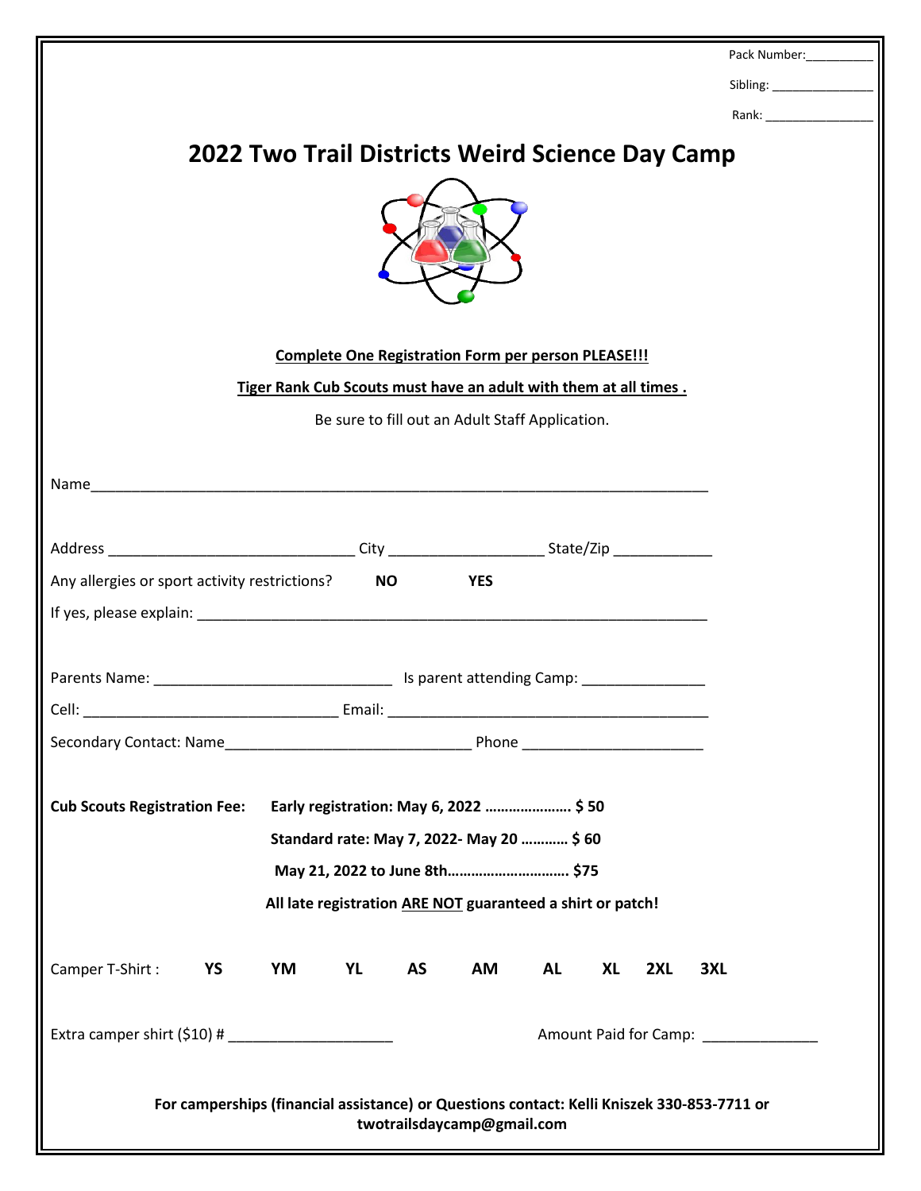Pack Number:__________

Sibling: _______________

Rank: ________________

# 2022 Two Trail Districts Weird Science Day Camp

**Complete One Registration Form per person PLEASE!!!**

**Tiger Rank Cub Scouts must have an adult with them at all times .**

Be sure to fill out an Adult Staff Application.

Name___________________________________________________________________________

Address ______________________________ City ___________________ State/Zip ____________

Any allergies or sport activity restrictions? **NO** **YES**

If yes, please explain: ______________________________________________________________

Parents Name: ____________________________ Is parent attending Camp: _______________

Cell: ______________________________ Email: _______________________________________

Secondary Contact: Name_____________________________ Phone ______________________

**Cub Scouts Registration Fee:** **Early registration: May 6, 2022 …………………. $ 50**

**Standard rate: May 7, 2022- May 20 ………… $ 60**

**May 21, 2022 to June 8th…………………………. $75**

**All late registration ARE NOT guaranteed a shirt or patch!**

Camper T-Shirt : **YS** **YM** **YL** **AS** **AM** **AL** **XL** **2XL** **3XL**

Extra camper shirt ($10) # ____________________ Amount Paid for Camp: ______________

**For camperships (financial assistance) or Questions contact: Kelli Kniszek 330-853-7711 or twotrailsdaycamp@gmail.com**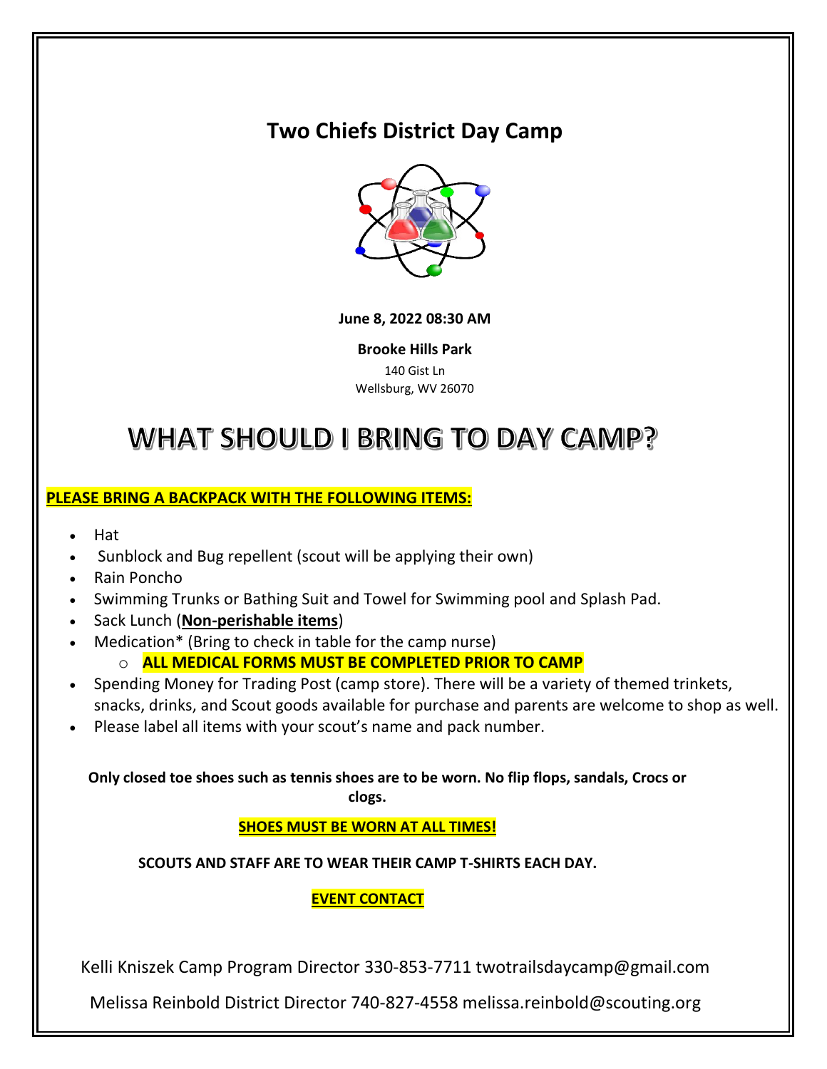# Two Chiefs District Day Camp

**June 8, 2022 08:30 AM**

**Brooke Hills Park**

140 Gist Ln
Wellsburg, WV 26070

# WHAT SHOULD I BRING TO DAY CAMP?

**PLEASE BRING A BACKPACK WITH THE FOLLOWING ITEMS:**

- Hat
- Sunblock and Bug repellent (scout will be applying their own)
- Rain Poncho
- Swimming Trunks or Bathing Suit and Towel for Swimming pool and Splash Pad.
- Sack Lunch (**Non-perishable items**)
- Medication* (Bring to check in table for the camp nurse)
  - **ALL MEDICAL FORMS MUST BE COMPLETED PRIOR TO CAMP**
- Spending Money for Trading Post (camp store). There will be a variety of themed trinkets, snacks, drinks, and Scout goods available for purchase and parents are welcome to shop as well.
- Please label all items with your scout's name and pack number.

**Only closed toe shoes such as tennis shoes are to be worn. No flip flops, sandals, Crocs or clogs.**

**SHOES MUST BE WORN AT ALL TIMES!**

**SCOUTS AND STAFF ARE TO WEAR THEIR CAMP T-SHIRTS EACH DAY.**

**EVENT CONTACT**

Kelli Kniszek Camp Program Director 330-853-7711 twotrailsdaycamp@gmail.com

Melissa Reinbold District Director 740-827-4558 melissa.reinbold@scouting.org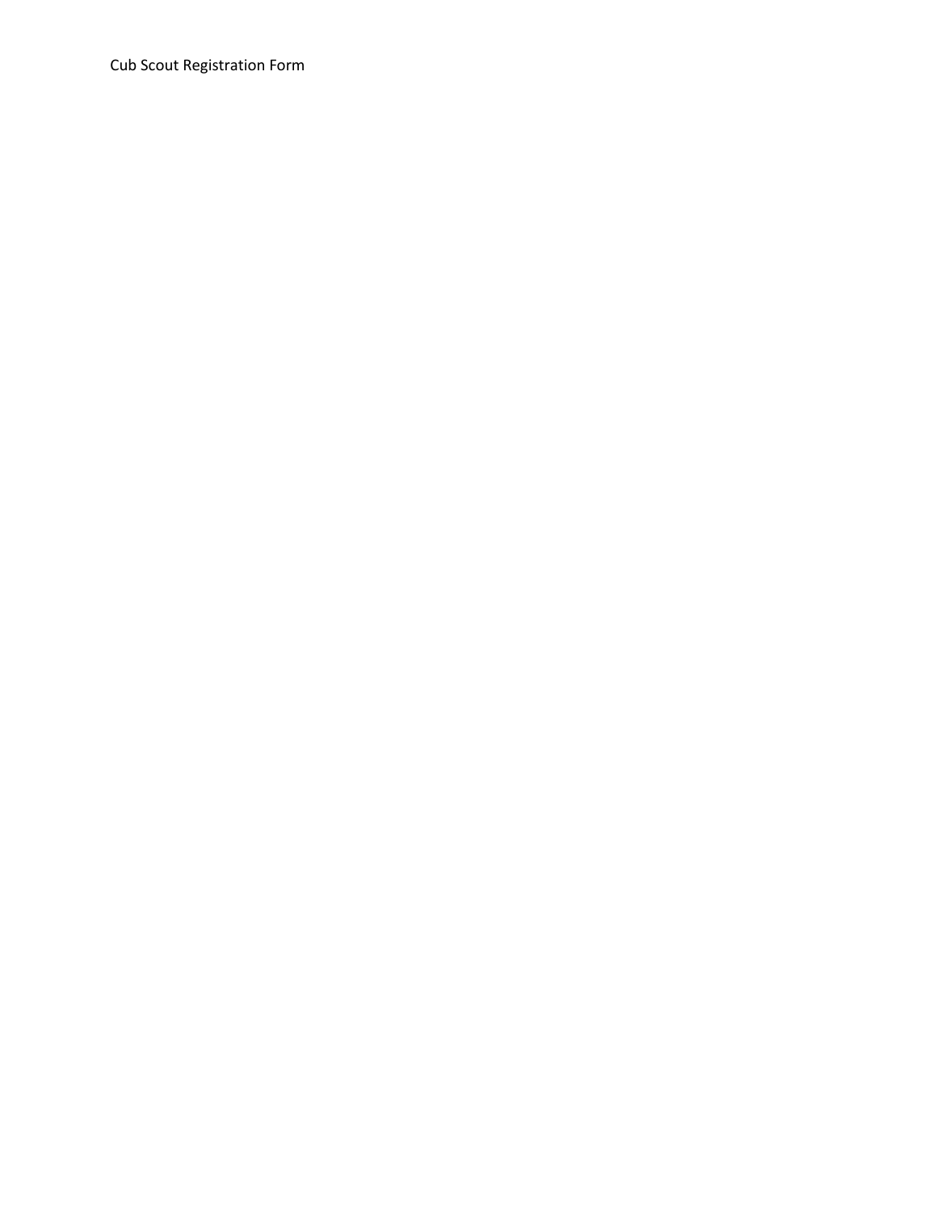Cub Scout Registration Form